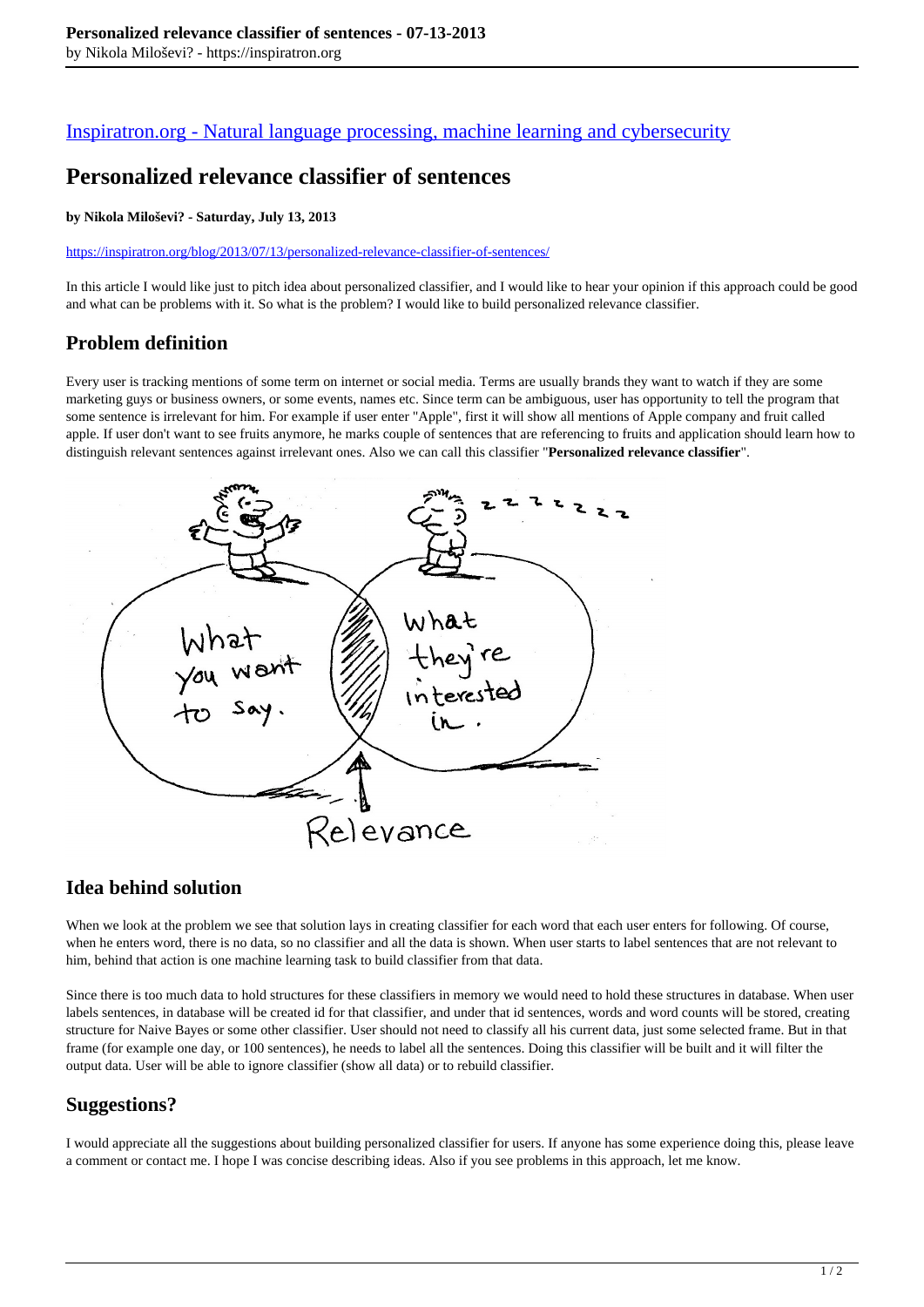[Inspiratron.org - Natural language processing, machine learning and cybersecurity](https://inspiratron.org)

# Personalized relevance classifier of sentences

**by Nikola Miloševi? - Saturday, July 13, 2013**

https://inspiratron.org/blog/2013/07/13/personalized-relevance-classifier-of-sentences/

In this article I would like just to pitch idea about personalized classifier, and I would like to hear your opinion if this approach could be good and what can be problems with it. So what is the problem? I would like to build personalized relevance classifier.

## Problem definition

Every user is tracking mentions of some term on internet or social media. Terms are usually brands they want to watch if they are some marketing guys or business owners, or some events, names etc. Since term can be ambiguous, user has opportunity to tell the program that some sentence is irrelevant for him. For example if user enter "Apple", first it will show all mentions of Apple company and fruit called apple. If user don't want to see fruits anymore, he marks couple of sentences that are referencing to fruits and application should learn how to distinguish relevant sentences against irrelevant ones. Also we can call this classifier "**Personalized relevance classifier**".

## Idea behind solution

When we look at the problem we see that solution lays in creating classifier for each word that each user enters for following. Of course, when he enters word, there is no data, so no classifier and all the data is shown. When user starts to label sentences that are not relevant to him, behind that action is one machine learning task to build classifier from that data.

Since there is too much data to hold structures for these classifiers in memory we would need to hold these structures in database. When user labels sentences, in database will be created id for that classifier, and under that id sentences, words and word counts will be stored, creating structure for Naive Bayes or some other classifier. User should not need to classify all his current data, just some selected frame. But in that frame (for example one day, or 100 sentences), he needs to label all the sentences. Doing this classifier will be built and it will filter the output data. User will be able to ignore classifier (show all data) or to rebuild classifier.

## Suggestions?

I would appreciate all the suggestions about building personalized classifier for users. If anyone has some experience doing this, please leave a comment or contact me. I hope I was concise describing ideas. Also if you see problems in this approach, let me know.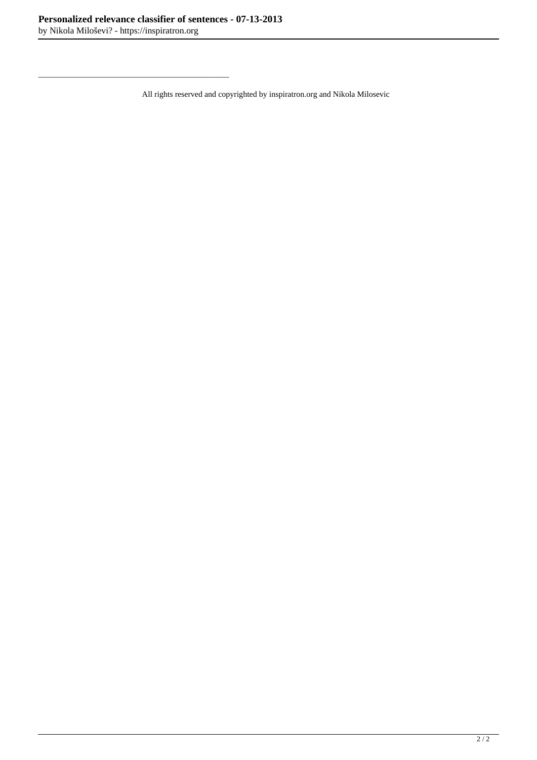All rights reserved and copyrighted by inspiratron.org and Nikola Milosevic